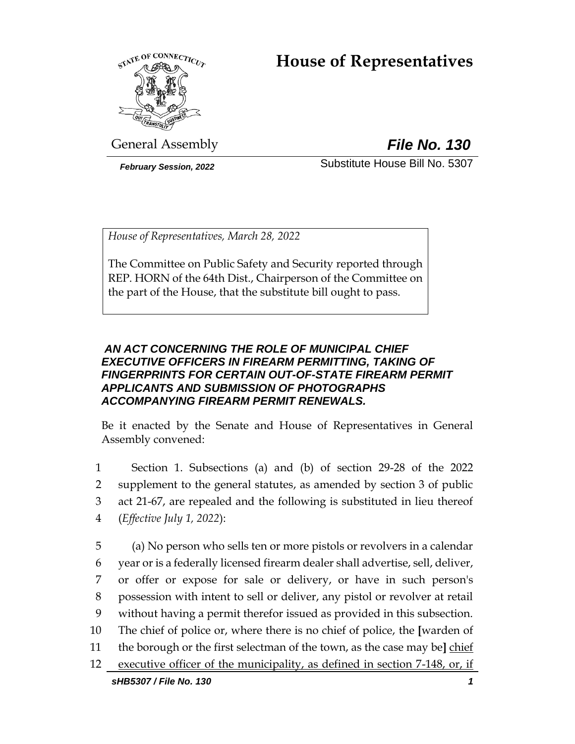# House of Representatives

General Assembly

***File No. 130***

*February Session, 2022*

Substitute House Bill No. 5307

*House of Representatives, March 28, 2022*

The Committee on Public Safety and Security reported through REP. HORN of the 64th Dist., Chairperson of the Committee on the part of the House, that the substitute bill ought to pass.

***AN ACT CONCERNING THE ROLE OF MUNICIPAL CHIEF EXECUTIVE OFFICERS IN FIREARM PERMITTING, TAKING OF FINGERPRINTS FOR CERTAIN OUT-OF-STATE FIREARM PERMIT APPLICANTS AND SUBMISSION OF PHOTOGRAPHS ACCOMPANYING FIREARM PERMIT RENEWALS.***

Be it enacted by the Senate and House of Representatives in General Assembly convened:

1 Section 1. Subsections (a) and (b) of section 29-28 of the 2022
2 supplement to the general statutes, as amended by section 3 of public
3 act 21-67, are repealed and the following is substituted in lieu thereof
4 (*Effective July 1, 2022*):

5 (a) No person who sells ten or more pistols or revolvers in a calendar
6 year or is a federally licensed firearm dealer shall advertise, sell, deliver,
7 or offer or expose for sale or delivery, or have in such person's
8 possession with intent to sell or deliver, any pistol or revolver at retail
9 without having a permit therefor issued as provided in this subsection.
10 The chief of police or, where there is no chief of police, the [warden of
11 the borough or the first selectman of the town, as the case may be] <u>chief</u>
12 <u>executive officer of the municipality, as defined in section 7-148, or, if</u>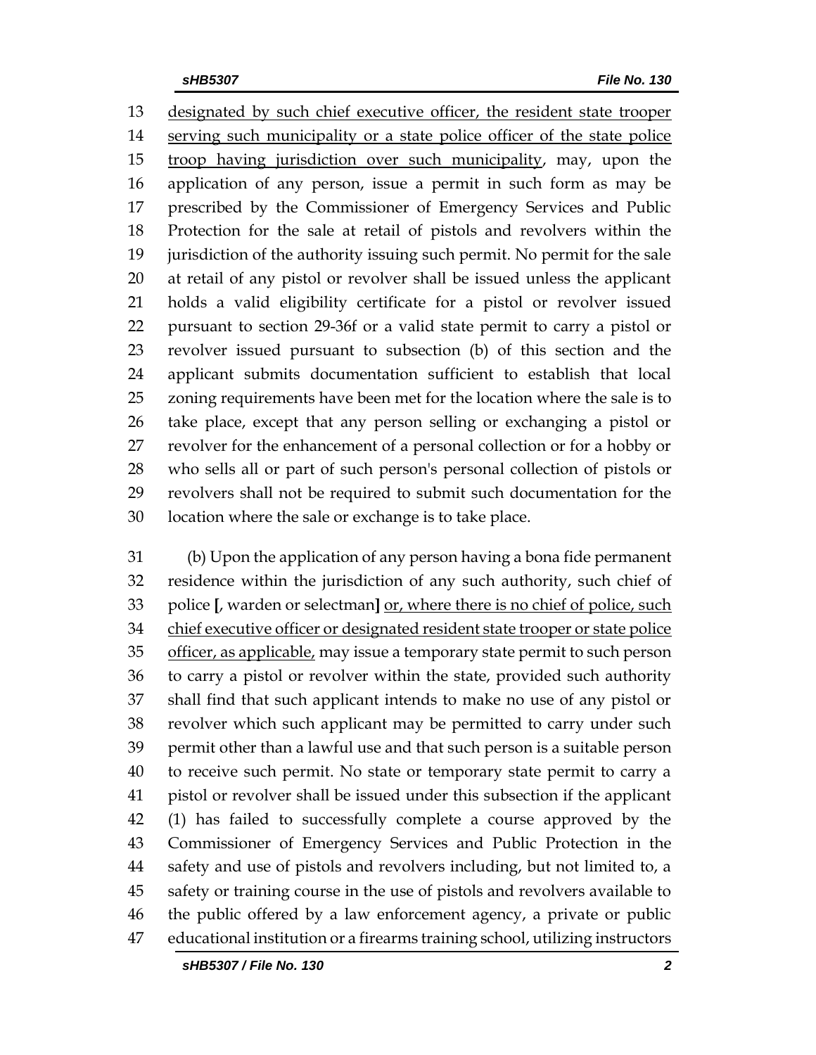designated by such chief executive officer, the resident state trooper serving such municipality or a state police officer of the state police troop having jurisdiction over such municipality, may, upon the application of any person, issue a permit in such form as may be prescribed by the Commissioner of Emergency Services and Public Protection for the sale at retail of pistols and revolvers within the jurisdiction of the authority issuing such permit. No permit for the sale at retail of any pistol or revolver shall be issued unless the applicant holds a valid eligibility certificate for a pistol or revolver issued pursuant to section 29-36f or a valid state permit to carry a pistol or revolver issued pursuant to subsection (b) of this section and the applicant submits documentation sufficient to establish that local zoning requirements have been met for the location where the sale is to take place, except that any person selling or exchanging a pistol or revolver for the enhancement of a personal collection or for a hobby or who sells all or part of such person's personal collection of pistols or revolvers shall not be required to submit such documentation for the location where the sale or exchange is to take place.

(b) Upon the application of any person having a bona fide permanent residence within the jurisdiction of any such authority, such chief of police [, warden or selectman] or, where there is no chief of police, such chief executive officer or designated resident state trooper or state police officer, as applicable, may issue a temporary state permit to such person to carry a pistol or revolver within the state, provided such authority shall find that such applicant intends to make no use of any pistol or revolver which such applicant may be permitted to carry under such permit other than a lawful use and that such person is a suitable person to receive such permit. No state or temporary state permit to carry a pistol or revolver shall be issued under this subsection if the applicant (1) has failed to successfully complete a course approved by the Commissioner of Emergency Services and Public Protection in the safety and use of pistols and revolvers including, but not limited to, a safety or training course in the use of pistols and revolvers available to the public offered by a law enforcement agency, a private or public educational institution or a firearms training school, utilizing instructors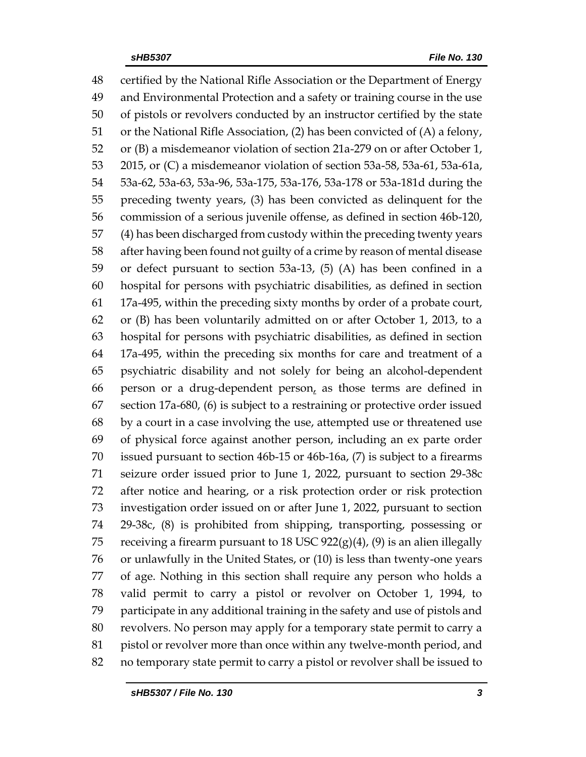48 certified by the National Rifle Association or the Department of Energy
49 and Environmental Protection and a safety or training course in the use
50 of pistols or revolvers conducted by an instructor certified by the state
51 or the National Rifle Association, (2) has been convicted of (A) a felony,
52 or (B) a misdemeanor violation of section 21a-279 on or after October 1,
53 2015, or (C) a misdemeanor violation of section 53a-58, 53a-61, 53a-61a,
54 53a-62, 53a-63, 53a-96, 53a-175, 53a-176, 53a-178 or 53a-181d during the
55 preceding twenty years, (3) has been convicted as delinquent for the
56 commission of a serious juvenile offense, as defined in section 46b-120,
57 (4) has been discharged from custody within the preceding twenty years
58 after having been found not guilty of a crime by reason of mental disease
59 or defect pursuant to section 53a-13, (5) (A) has been confined in a
60 hospital for persons with psychiatric disabilities, as defined in section
61 17a-495, within the preceding sixty months by order of a probate court,
62 or (B) has been voluntarily admitted on or after October 1, 2013, to a
63 hospital for persons with psychiatric disabilities, as defined in section
64 17a-495, within the preceding six months for care and treatment of a
65 psychiatric disability and not solely for being an alcohol-dependent
66 person or a drug-dependent person, as those terms are defined in
67 section 17a-680, (6) is subject to a restraining or protective order issued
68 by a court in a case involving the use, attempted use or threatened use
69 of physical force against another person, including an ex parte order
70 issued pursuant to section 46b-15 or 46b-16a, (7) is subject to a firearms
71 seizure order issued prior to June 1, 2022, pursuant to section 29-38c
72 after notice and hearing, or a risk protection order or risk protection
73 investigation order issued on or after June 1, 2022, pursuant to section
74 29-38c, (8) is prohibited from shipping, transporting, possessing or
75 receiving a firearm pursuant to 18 USC 922(g)(4), (9) is an alien illegally
76 or unlawfully in the United States, or (10) is less than twenty-one years
77 of age. Nothing in this section shall require any person who holds a
78 valid permit to carry a pistol or revolver on October 1, 1994, to
79 participate in any additional training in the safety and use of pistols and
80 revolvers. No person may apply for a temporary state permit to carry a
81 pistol or revolver more than once within any twelve-month period, and
82 no temporary state permit to carry a pistol or revolver shall be issued to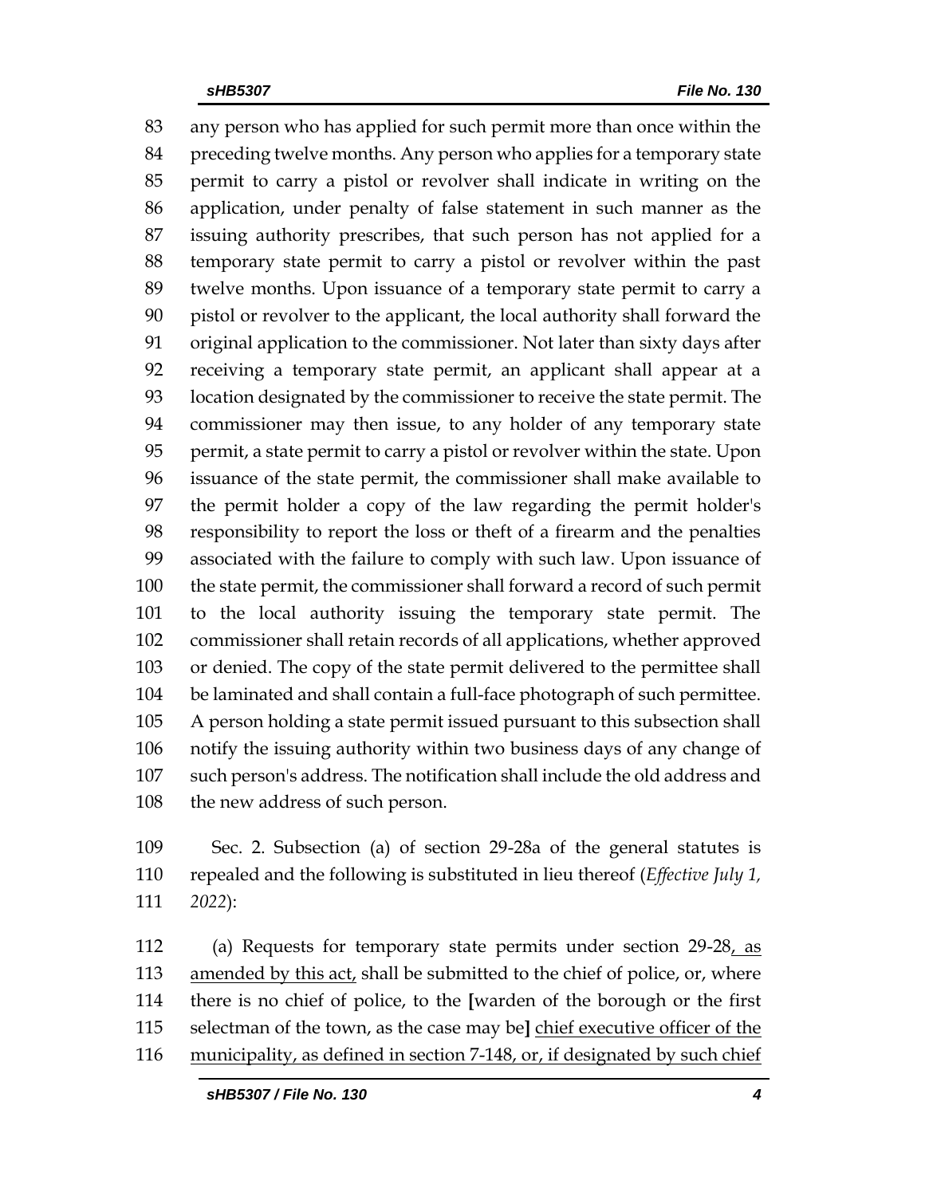83 any person who has applied for such permit more than once within the
84 preceding twelve months. Any person who applies for a temporary state
85 permit to carry a pistol or revolver shall indicate in writing on the
86 application, under penalty of false statement in such manner as the
87 issuing authority prescribes, that such person has not applied for a
88 temporary state permit to carry a pistol or revolver within the past
89 twelve months. Upon issuance of a temporary state permit to carry a
90 pistol or revolver to the applicant, the local authority shall forward the
91 original application to the commissioner. Not later than sixty days after
92 receiving a temporary state permit, an applicant shall appear at a
93 location designated by the commissioner to receive the state permit. The
94 commissioner may then issue, to any holder of any temporary state
95 permit, a state permit to carry a pistol or revolver within the state. Upon
96 issuance of the state permit, the commissioner shall make available to
97 the permit holder a copy of the law regarding the permit holder's
98 responsibility to report the loss or theft of a firearm and the penalties
99 associated with the failure to comply with such law. Upon issuance of
100 the state permit, the commissioner shall forward a record of such permit
101 to the local authority issuing the temporary state permit. The
102 commissioner shall retain records of all applications, whether approved
103 or denied. The copy of the state permit delivered to the permittee shall
104 be laminated and shall contain a full-face photograph of such permittee.
105 A person holding a state permit issued pursuant to this subsection shall
106 notify the issuing authority within two business days of any change of
107 such person's address. The notification shall include the old address and
108 the new address of such person.

109 Sec. 2. Subsection (a) of section 29-28a of the general statutes is
110 repealed and the following is substituted in lieu thereof (*Effective July 1,*
111 *2022*):

112 (a) Requests for temporary state permits under section 29-28, as
113 amended by this act, shall be submitted to the chief of police, or, where
114 there is no chief of police, to the [warden of the borough or the first
115 selectman of the town, as the case may be] chief executive officer of the
116 municipality, as defined in section 7-148, or, if designated by such chief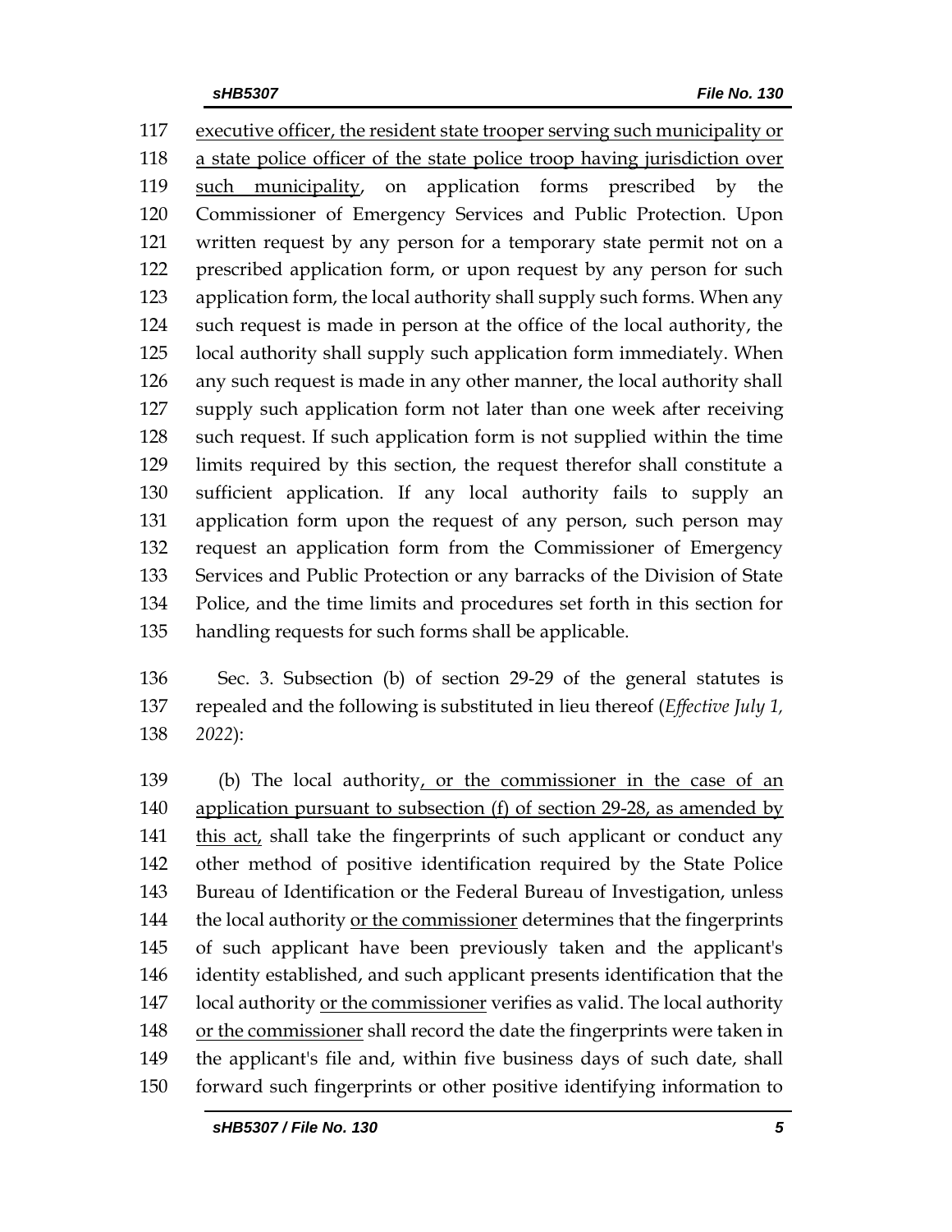executive officer, the resident state trooper serving such municipality or a state police officer of the state police troop having jurisdiction over such municipality, on application forms prescribed by the Commissioner of Emergency Services and Public Protection. Upon written request by any person for a temporary state permit not on a prescribed application form, or upon request by any person for such application form, the local authority shall supply such forms. When any such request is made in person at the office of the local authority, the local authority shall supply such application form immediately. When any such request is made in any other manner, the local authority shall supply such application form not later than one week after receiving such request. If such application form is not supplied within the time limits required by this section, the request therefor shall constitute a sufficient application. If any local authority fails to supply an application form upon the request of any person, such person may request an application form from the Commissioner of Emergency Services and Public Protection or any barracks of the Division of State Police, and the time limits and procedures set forth in this section for handling requests for such forms shall be applicable.

Sec. 3. Subsection (b) of section 29-29 of the general statutes is repealed and the following is substituted in lieu thereof (*Effective July 1, 2022*):

(b) The local authority, or the commissioner in the case of an application pursuant to subsection (f) of section 29-28, as amended by this act, shall take the fingerprints of such applicant or conduct any other method of positive identification required by the State Police Bureau of Identification or the Federal Bureau of Investigation, unless the local authority or the commissioner determines that the fingerprints of such applicant have been previously taken and the applicant's identity established, and such applicant presents identification that the local authority or the commissioner verifies as valid. The local authority or the commissioner shall record the date the fingerprints were taken in the applicant's file and, within five business days of such date, shall forward such fingerprints or other positive identifying information to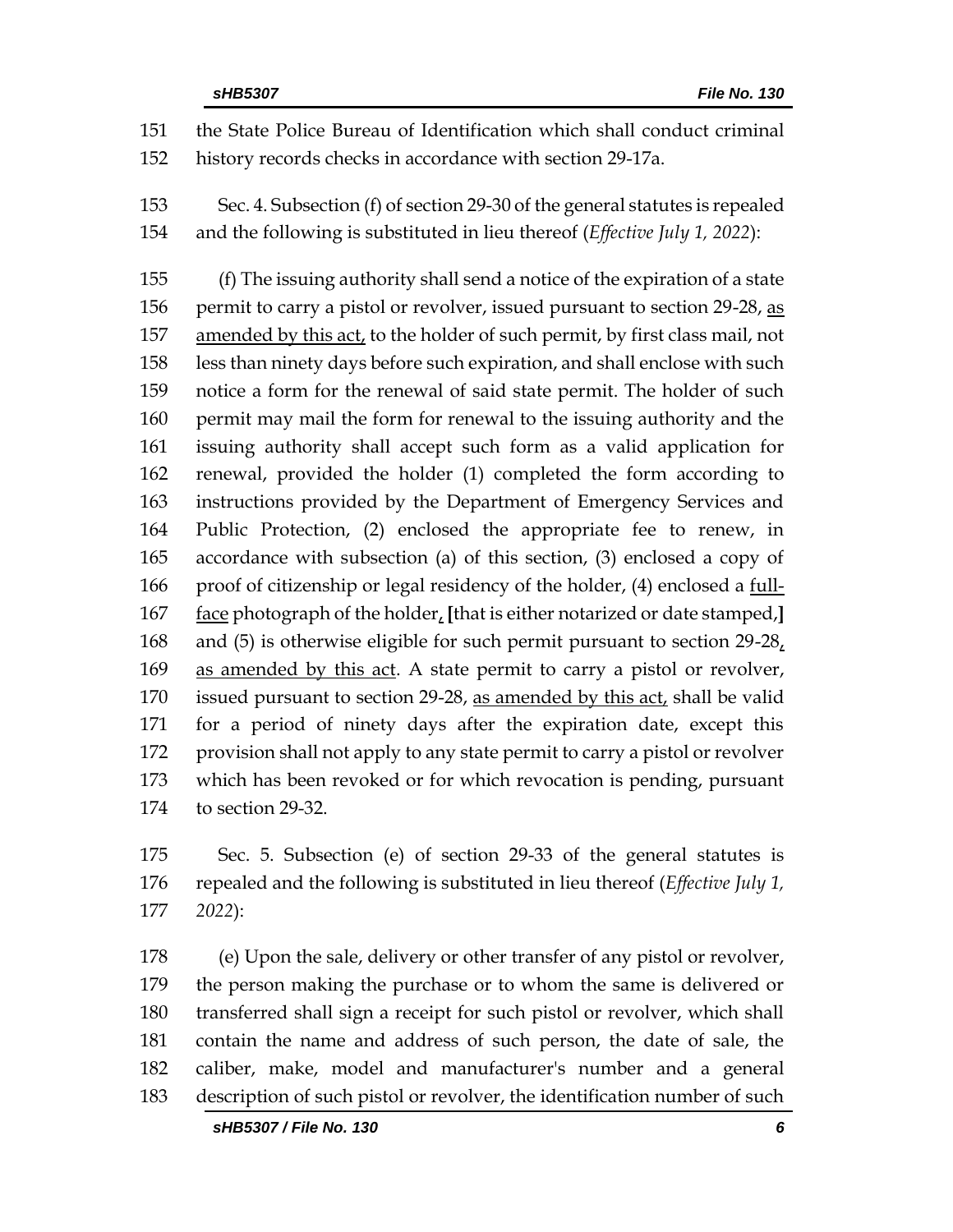the State Police Bureau of Identification which shall conduct criminal history records checks in accordance with section 29-17a.

Sec. 4. Subsection (f) of section 29-30 of the general statutes is repealed and the following is substituted in lieu thereof (*Effective July 1, 2022*):

(f) The issuing authority shall send a notice of the expiration of a state permit to carry a pistol or revolver, issued pursuant to section 29-28, as amended by this act, to the holder of such permit, by first class mail, not less than ninety days before such expiration, and shall enclose with such notice a form for the renewal of said state permit. The holder of such permit may mail the form for renewal to the issuing authority and the issuing authority shall accept such form as a valid application for renewal, provided the holder (1) completed the form according to instructions provided by the Department of Emergency Services and Public Protection, (2) enclosed the appropriate fee to renew, in accordance with subsection (a) of this section, (3) enclosed a copy of proof of citizenship or legal residency of the holder, (4) enclosed a full-face photograph of the holder, **[**that is either notarized or date stamped,**]** and (5) is otherwise eligible for such permit pursuant to section 29-28, as amended by this act. A state permit to carry a pistol or revolver, issued pursuant to section 29-28, as amended by this act, shall be valid for a period of ninety days after the expiration date, except this provision shall not apply to any state permit to carry a pistol or revolver which has been revoked or for which revocation is pending, pursuant to section 29-32.

Sec. 5. Subsection (e) of section 29-33 of the general statutes is repealed and the following is substituted in lieu thereof (*Effective July 1, 2022*):

(e) Upon the sale, delivery or other transfer of any pistol or revolver, the person making the purchase or to whom the same is delivered or transferred shall sign a receipt for such pistol or revolver, which shall contain the name and address of such person, the date of sale, the caliber, make, model and manufacturer's number and a general description of such pistol or revolver, the identification number of such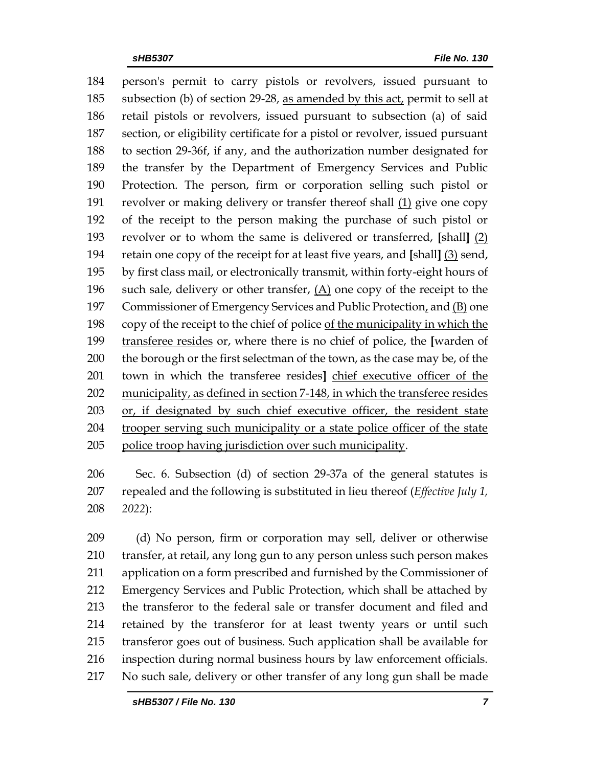person's permit to carry pistols or revolvers, issued pursuant to subsection (b) of section 29-28, <u>as amended by this act,</u> permit to sell at retail pistols or revolvers, issued pursuant to subsection (a) of said section, or eligibility certificate for a pistol or revolver, issued pursuant to section 29-36f, if any, and the authorization number designated for the transfer by the Department of Emergency Services and Public Protection. The person, firm or corporation selling such pistol or revolver or making delivery or transfer thereof shall <u>(1)</u> give one copy of the receipt to the person making the purchase of such pistol or revolver or to whom the same is delivered or transferred, [shall] <u>(2)</u> retain one copy of the receipt for at least five years, and [shall] <u>(3)</u> send, by first class mail, or electronically transmit, within forty-eight hours of such sale, delivery or other transfer, <u>(A)</u> one copy of the receipt to the Commissioner of Emergency Services and Public Protection<u>,</u> and <u>(B)</u> one copy of the receipt to the chief of police <u>of the municipality in which the transferee resides</u> or, where there is no chief of police, the [warden of the borough or the first selectman of the town, as the case may be, of the town in which the transferee resides] <u>chief executive officer of the municipality, as defined in section 7-148, in which the transferee resides or, if designated by such chief executive officer, the resident state trooper serving such municipality or a state police officer of the state police troop having jurisdiction over such municipality</u>.

Sec. 6. Subsection (d) of section 29-37a of the general statutes is repealed and the following is substituted in lieu thereof (*Effective July 1, 2022*):

(d) No person, firm or corporation may sell, deliver or otherwise transfer, at retail, any long gun to any person unless such person makes application on a form prescribed and furnished by the Commissioner of Emergency Services and Public Protection, which shall be attached by the transferor to the federal sale or transfer document and filed and retained by the transferor for at least twenty years or until such transferor goes out of business. Such application shall be available for inspection during normal business hours by law enforcement officials. No such sale, delivery or other transfer of any long gun shall be made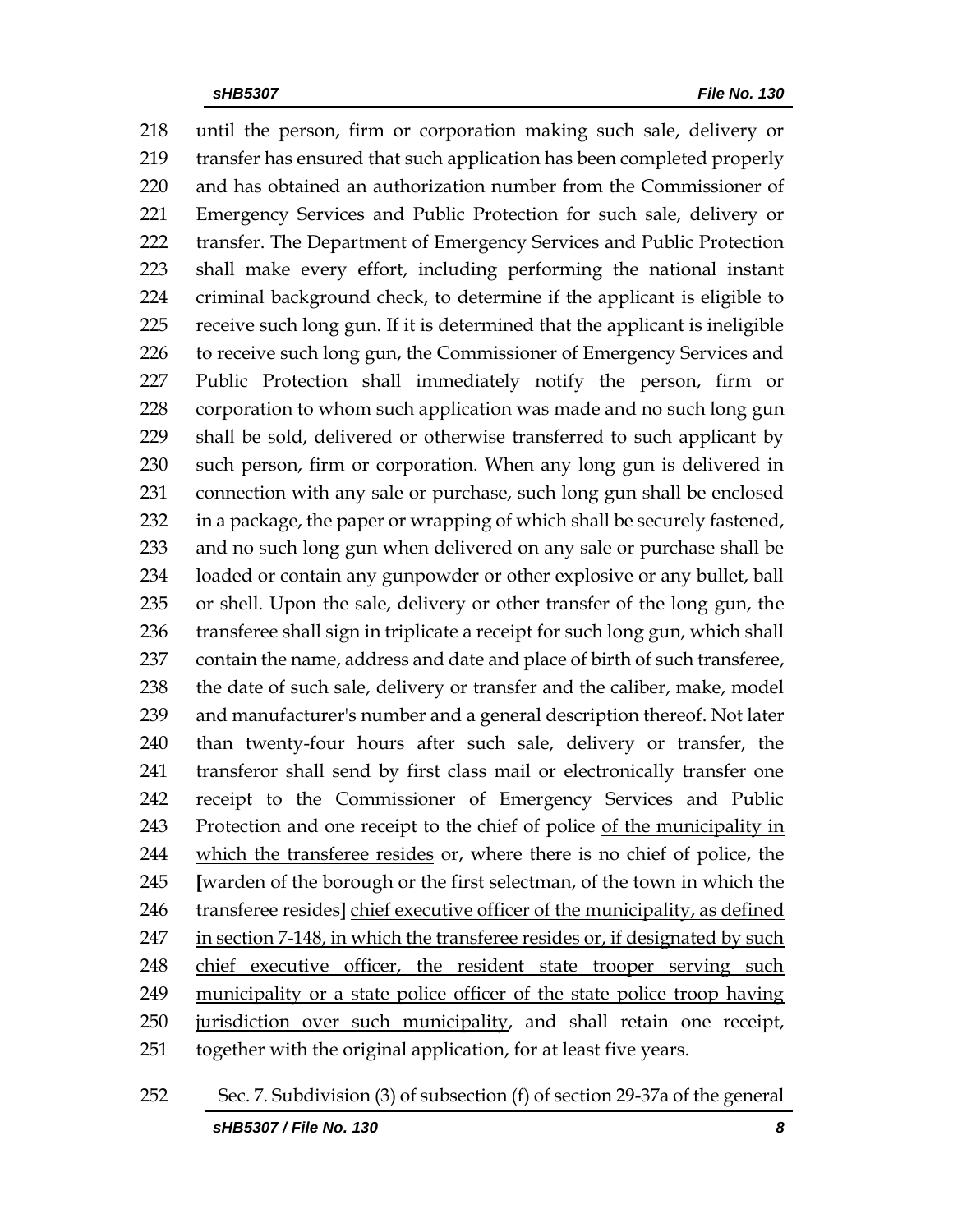until the person, firm or corporation making such sale, delivery or transfer has ensured that such application has been completed properly and has obtained an authorization number from the Commissioner of Emergency Services and Public Protection for such sale, delivery or transfer. The Department of Emergency Services and Public Protection shall make every effort, including performing the national instant criminal background check, to determine if the applicant is eligible to receive such long gun. If it is determined that the applicant is ineligible to receive such long gun, the Commissioner of Emergency Services and Public Protection shall immediately notify the person, firm or corporation to whom such application was made and no such long gun shall be sold, delivered or otherwise transferred to such applicant by such person, firm or corporation. When any long gun is delivered in connection with any sale or purchase, such long gun shall be enclosed in a package, the paper or wrapping of which shall be securely fastened, and no such long gun when delivered on any sale or purchase shall be loaded or contain any gunpowder or other explosive or any bullet, ball or shell. Upon the sale, delivery or other transfer of the long gun, the transferee shall sign in triplicate a receipt for such long gun, which shall contain the name, address and date and place of birth of such transferee, the date of such sale, delivery or transfer and the caliber, make, model and manufacturer's number and a general description thereof. Not later than twenty-four hours after such sale, delivery or transfer, the transferor shall send by first class mail or electronically transfer one receipt to the Commissioner of Emergency Services and Public Protection and one receipt to the chief of police of the municipality in which the transferee resides or, where there is no chief of police, the [warden of the borough or the first selectman, of the town in which the transferee resides] chief executive officer of the municipality, as defined in section 7-148, in which the transferee resides or, if designated by such chief executive officer, the resident state trooper serving such municipality or a state police officer of the state police troop having jurisdiction over such municipality, and shall retain one receipt, together with the original application, for at least five years.

Sec. 7. Subdivision (3) of subsection (f) of section 29-37a of the general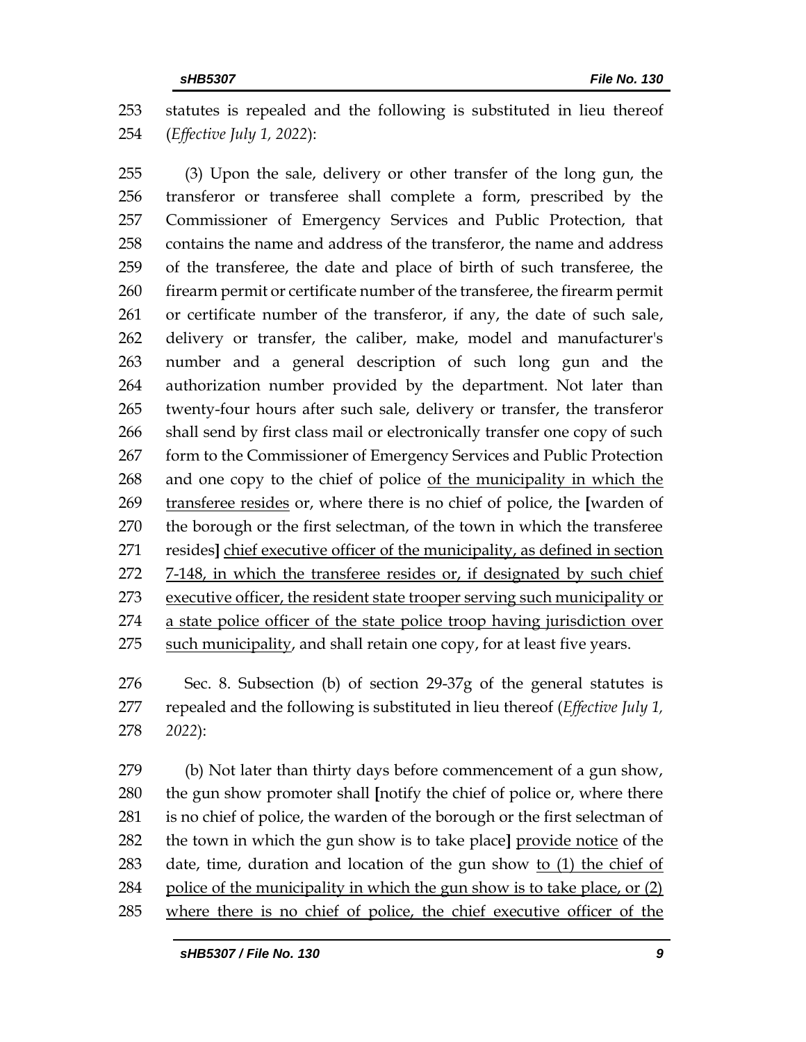statutes is repealed and the following is substituted in lieu thereof (*Effective July 1, 2022*):

(3) Upon the sale, delivery or other transfer of the long gun, the transferor or transferee shall complete a form, prescribed by the Commissioner of Emergency Services and Public Protection, that contains the name and address of the transferor, the name and address of the transferee, the date and place of birth of such transferee, the firearm permit or certificate number of the transferee, the firearm permit or certificate number of the transferor, if any, the date of such sale, delivery or transfer, the caliber, make, model and manufacturer's number and a general description of such long gun and the authorization number provided by the department. Not later than twenty-four hours after such sale, delivery or transfer, the transferor shall send by first class mail or electronically transfer one copy of such form to the Commissioner of Emergency Services and Public Protection and one copy to the chief of police <u>of the municipality in which the transferee resides</u> or, where there is no chief of police, the **[**warden of the borough or the first selectman, of the town in which the transferee resides**]** <u>chief executive officer of the municipality, as defined in section 7-148, in which the transferee resides or, if designated by such chief executive officer, the resident state trooper serving such municipality or a state police officer of the state police troop having jurisdiction over such municipality</u>, and shall retain one copy, for at least five years.

Sec. 8. Subsection (b) of section 29-37g of the general statutes is repealed and the following is substituted in lieu thereof (*Effective July 1, 2022*):

(b) Not later than thirty days before commencement of a gun show, the gun show promoter shall **[**notify the chief of police or, where there is no chief of police, the warden of the borough or the first selectman of the town in which the gun show is to take place**]** <u>provide notice</u> of the date, time, duration and location of the gun show <u>to (1) the chief of police of the municipality in which the gun show is to take place, or (2) where there is no chief of police, the chief executive officer of the</u>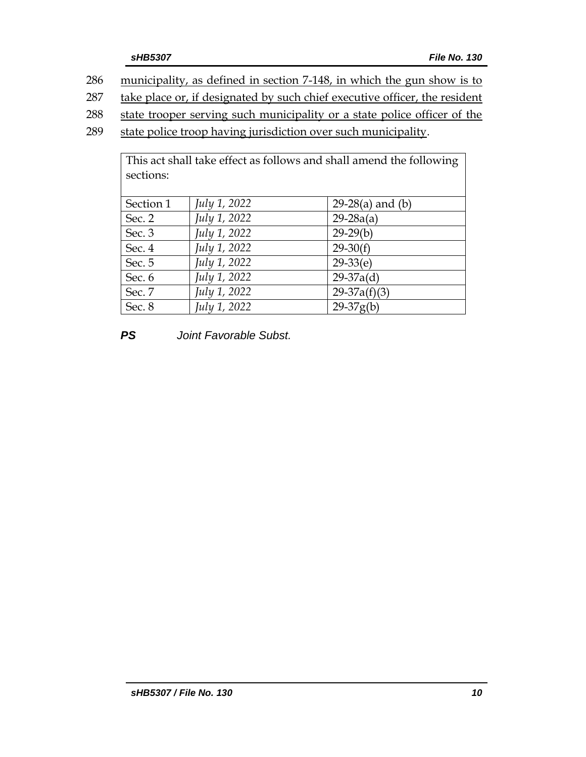286 municipality, as defined in section 7-148, in which the gun show is to
287 take place or, if designated by such chief executive officer, the resident
288 state trooper serving such municipality or a state police officer of the
289 state police troop having jurisdiction over such municipality.

| This act shall take effect as follows and shall amend the following sections: | | |
|---|---|---|
| Section 1 | *July 1, 2022* | 29-28(a) and (b) |
| Sec. 2 | *July 1, 2022* | 29-28a(a) |
| Sec. 3 | *July 1, 2022* | 29-29(b) |
| Sec. 4 | *July 1, 2022* | 29-30(f) |
| Sec. 5 | *July 1, 2022* | 29-33(e) |
| Sec. 6 | *July 1, 2022* | 29-37a(d) |
| Sec. 7 | *July 1, 2022* | 29-37a(f)(3) |
| Sec. 8 | *July 1, 2022* | 29-37g(b) |

***PS*** *Joint Favorable Subst.*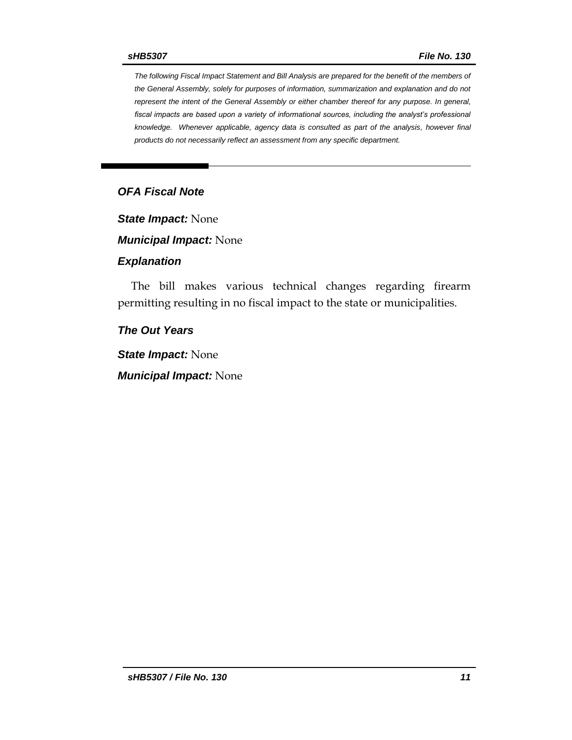*The following Fiscal Impact Statement and Bill Analysis are prepared for the benefit of the members of the General Assembly, solely for purposes of information, summarization and explanation and do not represent the intent of the General Assembly or either chamber thereof for any purpose. In general, fiscal impacts are based upon a variety of informational sources, including the analyst's professional knowledge. Whenever applicable, agency data is consulted as part of the analysis, however final products do not necessarily reflect an assessment from any specific department.*

## OFA Fiscal Note

***State Impact:*** None

***Municipal Impact:*** None

### Explanation

The bill makes various technical changes regarding firearm permitting resulting in no fiscal impact to the state or municipalities.

### The Out Years

***State Impact:*** None

***Municipal Impact:*** None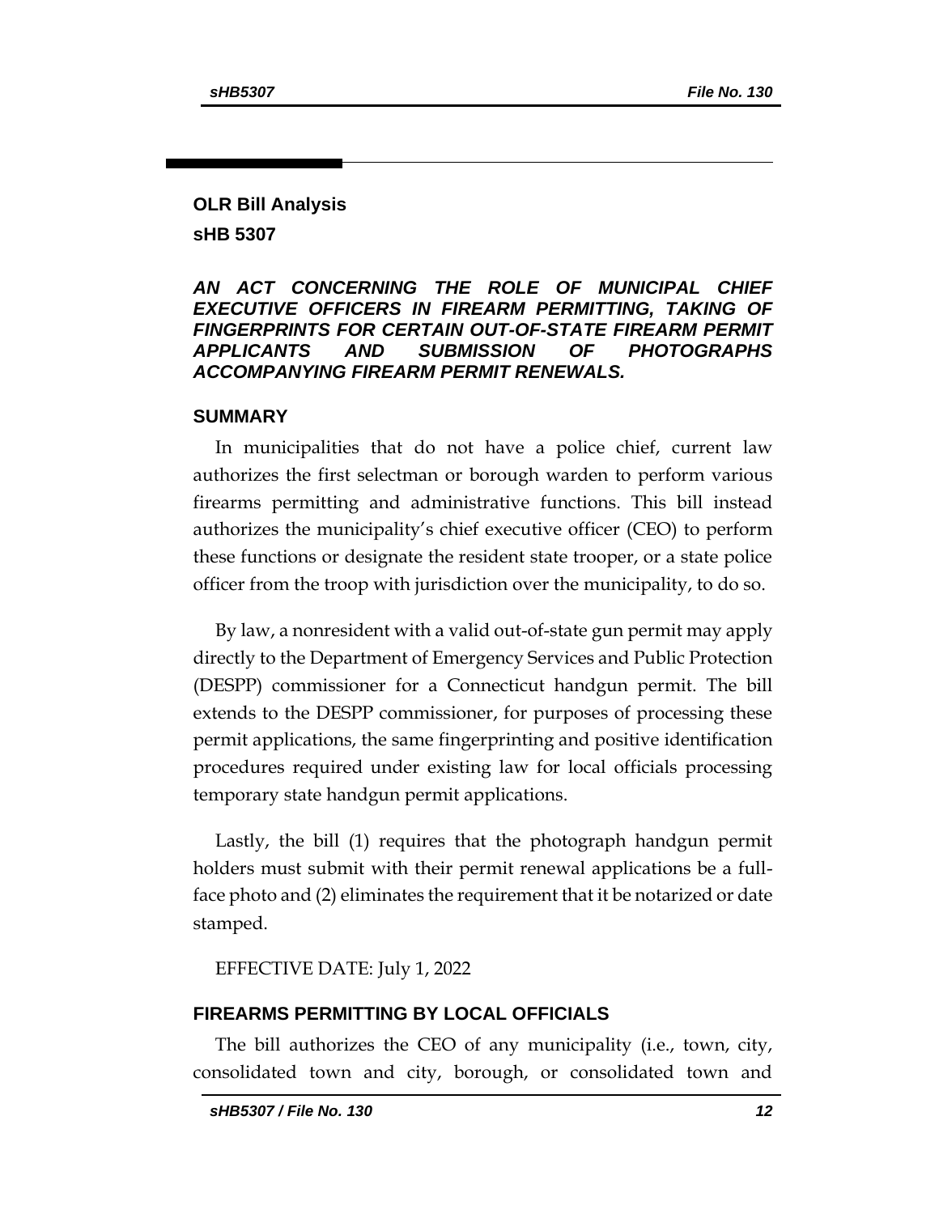## OLR Bill Analysis

## sHB 5307

***AN ACT CONCERNING THE ROLE OF MUNICIPAL CHIEF EXECUTIVE OFFICERS IN FIREARM PERMITTING, TAKING OF FINGERPRINTS FOR CERTAIN OUT-OF-STATE FIREARM PERMIT APPLICANTS AND SUBMISSION OF PHOTOGRAPHS ACCOMPANYING FIREARM PERMIT RENEWALS.***

### SUMMARY

In municipalities that do not have a police chief, current law authorizes the first selectman or borough warden to perform various firearms permitting and administrative functions. This bill instead authorizes the municipality's chief executive officer (CEO) to perform these functions or designate the resident state trooper, or a state police officer from the troop with jurisdiction over the municipality, to do so.

By law, a nonresident with a valid out-of-state gun permit may apply directly to the Department of Emergency Services and Public Protection (DESPP) commissioner for a Connecticut handgun permit. The bill extends to the DESPP commissioner, for purposes of processing these permit applications, the same fingerprinting and positive identification procedures required under existing law for local officials processing temporary state handgun permit applications.

Lastly, the bill (1) requires that the photograph handgun permit holders must submit with their permit renewal applications be a full-face photo and (2) eliminates the requirement that it be notarized or date stamped.

EFFECTIVE DATE: July 1, 2022

### FIREARMS PERMITTING BY LOCAL OFFICIALS

The bill authorizes the CEO of any municipality (i.e., town, city, consolidated town and city, borough, or consolidated town and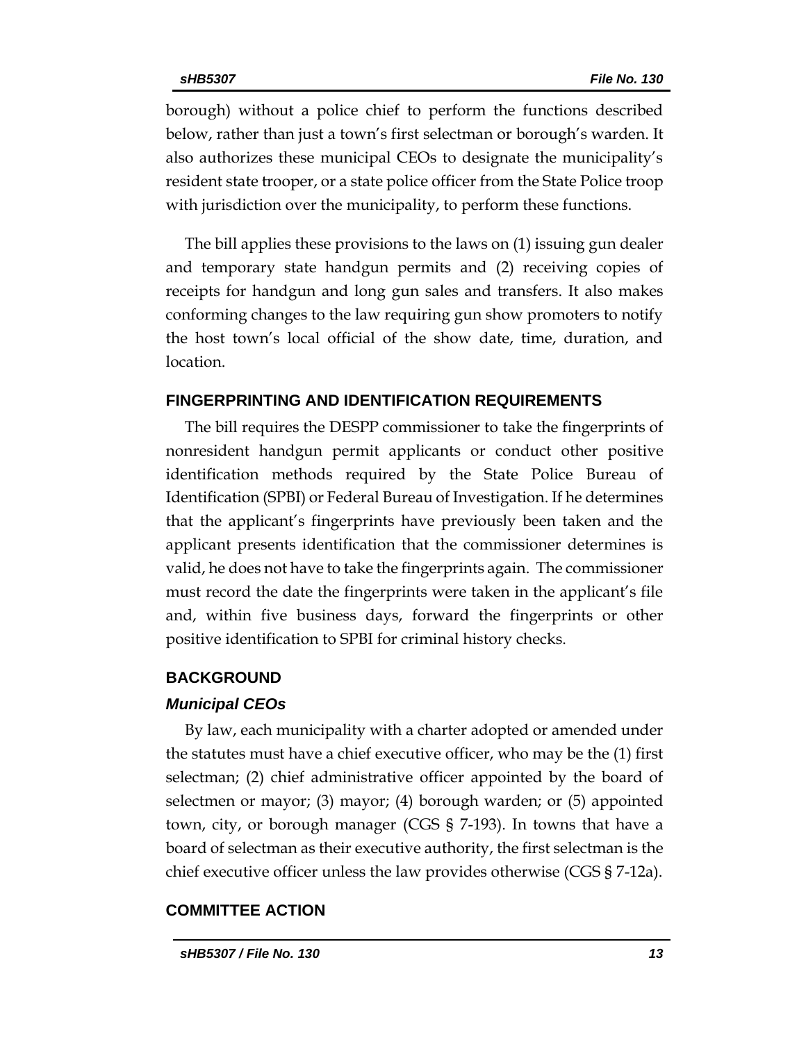borough) without a police chief to perform the functions described below, rather than just a town's first selectman or borough's warden. It also authorizes these municipal CEOs to designate the municipality's resident state trooper, or a state police officer from the State Police troop with jurisdiction over the municipality, to perform these functions.

The bill applies these provisions to the laws on (1) issuing gun dealer and temporary state handgun permits and (2) receiving copies of receipts for handgun and long gun sales and transfers. It also makes conforming changes to the law requiring gun show promoters to notify the host town's local official of the show date, time, duration, and location.

## FINGERPRINTING AND IDENTIFICATION REQUIREMENTS

The bill requires the DESPP commissioner to take the fingerprints of nonresident handgun permit applicants or conduct other positive identification methods required by the State Police Bureau of Identification (SPBI) or Federal Bureau of Investigation. If he determines that the applicant's fingerprints have previously been taken and the applicant presents identification that the commissioner determines is valid, he does not have to take the fingerprints again. The commissioner must record the date the fingerprints were taken in the applicant's file and, within five business days, forward the fingerprints or other positive identification to SPBI for criminal history checks.

## BACKGROUND

### *Municipal CEOs*

By law, each municipality with a charter adopted or amended under the statutes must have a chief executive officer, who may be the (1) first selectman; (2) chief administrative officer appointed by the board of selectmen or mayor; (3) mayor; (4) borough warden; or (5) appointed town, city, or borough manager (CGS § 7-193). In towns that have a board of selectman as their executive authority, the first selectman is the chief executive officer unless the law provides otherwise (CGS § 7-12a).

## COMMITTEE ACTION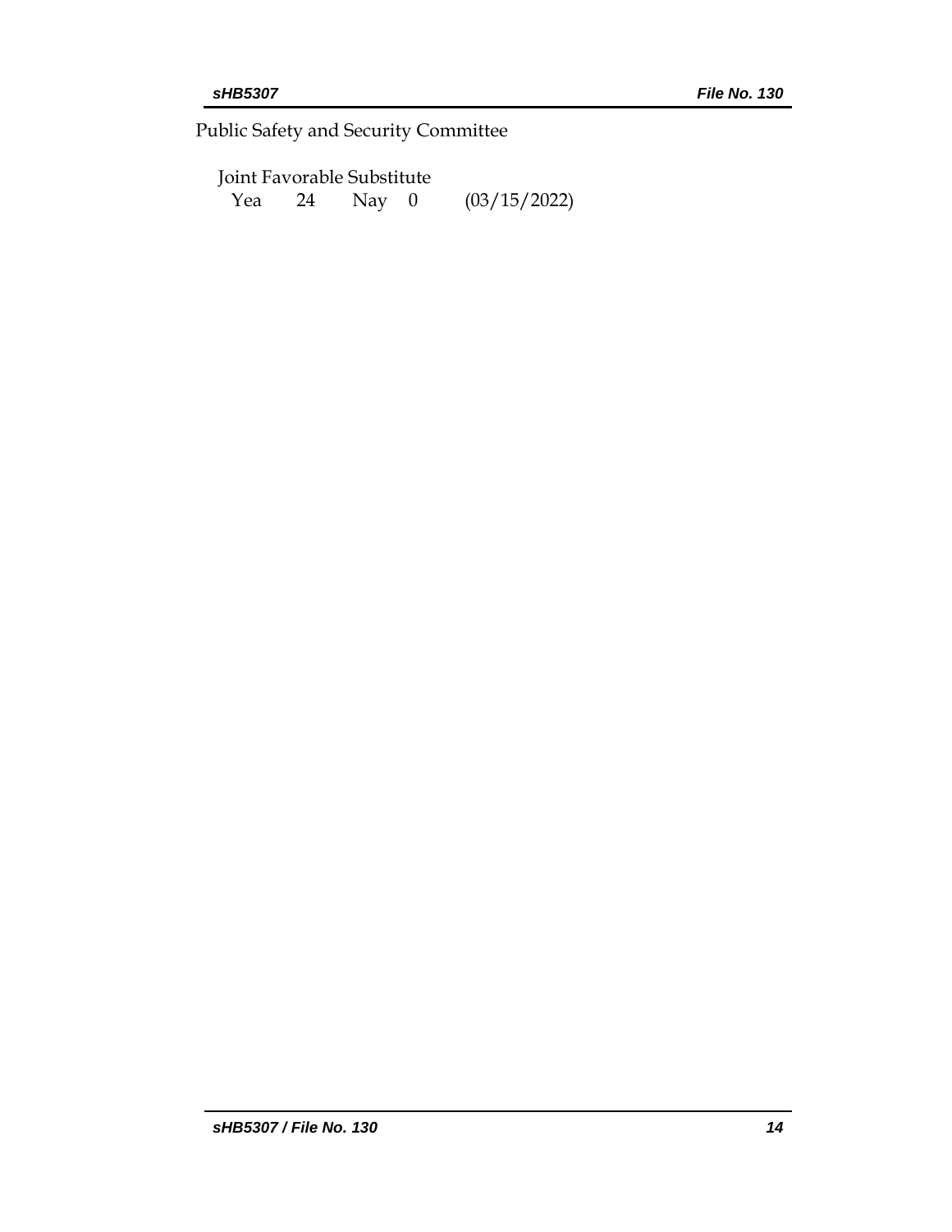Public Safety and Security Committee

Joint Favorable Substitute

| | | | | |
|---|---|---|---|---|
| Yea | 24 | Nay | 0 | (03/15/2022) |